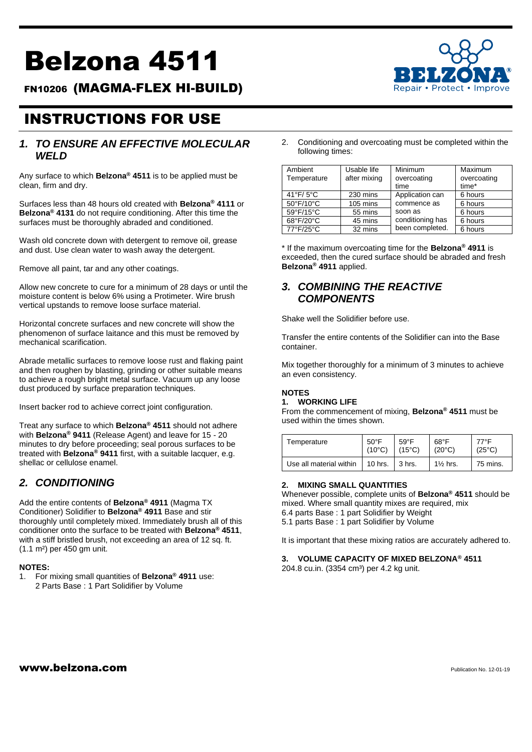# Belzona 4511

## FN10206 (MAGMA-FLEX HI-BUILD)

# INSTRUCTIONS FOR USE

## *1. TO ENSURE AN EFFECTIVE MOLECULAR WELD*

Any surface to which **Belzona® 4511** is to be applied must be clean, firm and dry.

Surfaces less than 48 hours old created with **Belzona® 4111** or **Belzona® 4131** do not require conditioning. After this time the surfaces must be thoroughly abraded and conditioned.

Wash old concrete down with detergent to remove oil, grease and dust. Use clean water to wash away the detergent.

Remove all paint, tar and any other coatings.

Allow new concrete to cure for a minimum of 28 days or until the moisture content is below 6% using a Protimeter. Wire brush vertical upstands to remove loose surface material.

Horizontal concrete surfaces and new concrete will show the phenomenon of surface laitance and this must be removed by mechanical scarification.

Abrade metallic surfaces to remove loose rust and flaking paint and then roughen by blasting, grinding or other suitable means to achieve a rough bright metal surface. Vacuum up any loose dust produced by surface preparation techniques.

Insert backer rod to achieve correct joint configuration.

Treat any surface to which **Belzona® 4511** should not adhere with **Belzona® 9411** (Release Agent) and leave for 15 - 20 minutes to dry before proceeding; seal porous surfaces to be treated with **Belzona® 9411** first, with a suitable lacquer, e.g. shellac or cellulose enamel.

## *2. CONDITIONING*

Add the entire contents of **Belzona® 4911** (Magma TX Conditioner) Solidifier to **Belzona® 4911** Base and stir thoroughly until completely mixed. Immediately brush all of this conditioner onto the surface to be treated with **Belzona® 4511**, with a stiff bristled brush, not exceeding an area of 12 sq. ft. (1.1 m²) per 450 gm unit.

**NOTES:**

1. For mixing small quantities of **Belzona® 4911** use:
   2 Parts Base : 1 Part Solidifier by Volume
2. Conditioning and overcoating must be completed within the following times:

| Ambient Temperature | Usable life after mixing | Minimum overcoating time | Maximum overcoating time* |
|---|---|---|---|
| 41°F/ 5°C | 230 mins | Application can commence as soon as conditioning has been completed. | 6 hours |
| 50°F/10°C | 105 mins | | 6 hours |
| 59°F/15°C | 55 mins | | 6 hours |
| 68°F/20°C | 45 mins | | 6 hours |
| 77°F/25°C | 32 mins | | 6 hours |

\* If the maximum overcoating time for the **Belzona® 4911** is exceeded, then the cured surface should be abraded and fresh **Belzona® 4911** applied.

## *3. COMBINING THE REACTIVE COMPONENTS*

Shake well the Solidifier before use.

Transfer the entire contents of the Solidifier can into the Base container.

Mix together thoroughly for a minimum of 3 minutes to achieve an even consistency.

**NOTES**

**1. WORKING LIFE**

From the commencement of mixing, **Belzona® 4511** must be used within the times shown.

| Temperature | 50°F (10°C) | 59°F (15°C) | 68°F (20°C) | 77°F (25°C) |
|---|---|---|---|---|
| Use all material within | 10 hrs. | 3 hrs. | 1½ hrs. | 75 mins. |

**2. MIXING SMALL QUANTITIES**

Whenever possible, complete units of **Belzona® 4511** should be mixed. Where small quantity mixes are required, mix
6.4 parts Base : 1 part Solidifier by Weight
5.1 parts Base : 1 part Solidifier by Volume

It is important that these mixing ratios are accurately adhered to.

**3. VOLUME CAPACITY OF MIXED BELZONA® 4511**

204.8 cu.in. (3354 cm³) per 4.2 kg unit.

www.belzona.com

Publication No. 12-01-19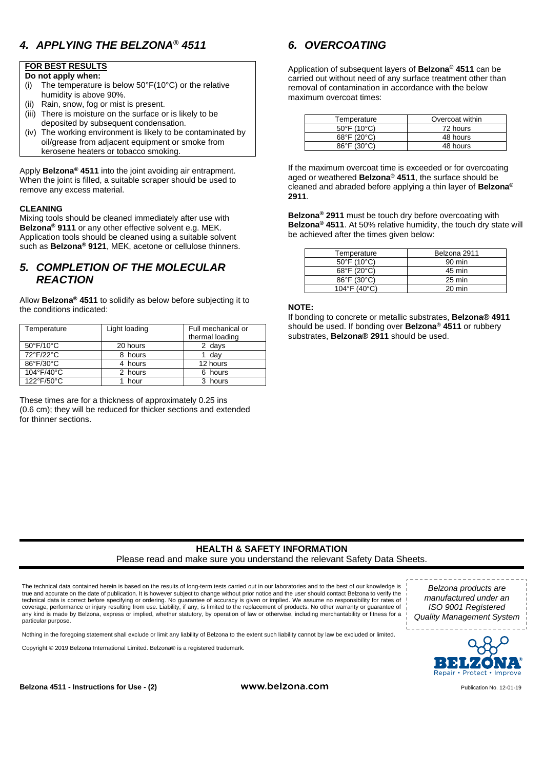## 4. APPLYING THE BELZONA® 4511

**FOR BEST RESULTS**

**Do not apply when:**

(i) The temperature is below 50°F(10°C) or the relative humidity is above 90%.
(ii) Rain, snow, fog or mist is present.
(iii) There is moisture on the surface or is likely to be deposited by subsequent condensation.
(iv) The working environment is likely to be contaminated by oil/grease from adjacent equipment or smoke from kerosene heaters or tobacco smoking.

Apply **Belzona® 4511** into the joint avoiding air entrapment. When the joint is filled, a suitable scraper should be used to remove any excess material.

**CLEANING**

Mixing tools should be cleaned immediately after use with **Belzona® 9111** or any other effective solvent e.g. MEK. Application tools should be cleaned using a suitable solvent such as **Belzona® 9121**, MEK, acetone or cellulose thinners.

## 5. COMPLETION OF THE MOLECULAR REACTION

Allow **Belzona® 4511** to solidify as below before subjecting it to the conditions indicated:

| Temperature | Light loading | Full mechanical or thermal loading |
|---|---|---|
| 50°F/10°C | 20 hours | 2 days |
| 72°F/22°C | 8 hours | 1 day |
| 86°F/30°C | 4 hours | 12 hours |
| 104°F/40°C | 2 hours | 6 hours |
| 122°F/50°C | 1 hour | 3 hours |

These times are for a thickness of approximately 0.25 ins (0.6 cm); they will be reduced for thicker sections and extended for thinner sections.

## 6. OVERCOATING

Application of subsequent layers of **Belzona® 4511** can be carried out without need of any surface treatment other than removal of contamination in accordance with the below maximum overcoat times:

| Temperature | Overcoat within |
|---|---|
| 50°F (10°C) | 72 hours |
| 68°F (20°C) | 48 hours |
| 86°F (30°C) | 48 hours |

If the maximum overcoat time is exceeded or for overcoating aged or weathered **Belzona® 4511**, the surface should be cleaned and abraded before applying a thin layer of **Belzona® 2911**.

**Belzona® 2911** must be touch dry before overcoating with **Belzona® 4511**. At 50% relative humidity, the touch dry state will be achieved after the times given below:

| Temperature | Belzona 2911 |
|---|---|
| 50°F (10°C) | 90 min |
| 68°F (20°C) | 45 min |
| 86°F (30°C) | 25 min |
| 104°F (40°C) | 20 min |

**NOTE:**

If bonding to concrete or metallic substrates, **Belzona® 4911** should be used. If bonding over **Belzona® 4511** or rubbery substrates, **Belzona® 2911** should be used.

### HEALTH & SAFETY INFORMATION

Please read and make sure you understand the relevant Safety Data Sheets.

The technical data contained herein is based on the results of long-term tests carried out in our laboratories and to the best of our knowledge is true and accurate on the date of publication. It is however subject to change without prior notice and the user should contact Belzona to verify the technical data is correct before specifying or ordering. No guarantee of accuracy is given or implied. We assume no responsibility for rates of coverage, performance or injury resulting from use. Liability, if any, is limited to the replacement of products. No other warranty or guarantee of any kind is made by Belzona, express or implied, whether statutory, by operation of law or otherwise, including merchantability or fitness for a particular purpose.

Nothing in the foregoing statement shall exclude or limit any liability of Belzona to the extent such liability cannot by law be excluded or limited.

Copyright © 2019 Belzona International Limited. Belzona® is a registered trademark.

*Belzona products are manufactured under an ISO 9001 Registered Quality Management System*

BELZONA® Repair • Protect • Improve

**Belzona 4511 - Instructions for Use - (2)** www.belzona.com Publication No. 12-01-19